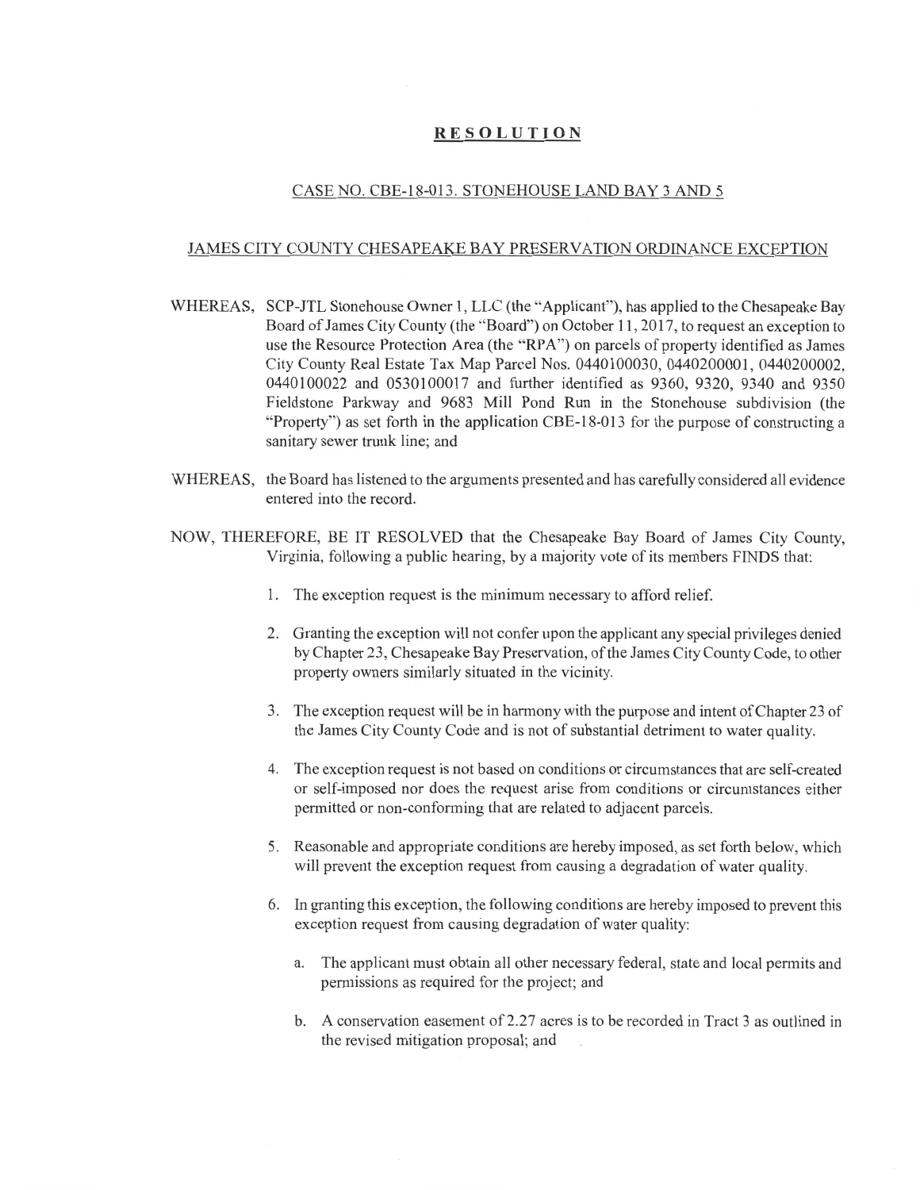# RESOLUTION

## CASE NO. CBE-18-013. STONEHOUSE LAND BAY 3 AND 5

## JAMES CITY COUNTY CHESAPEAKE BAY PRESERVATION ORDINANCE EXCEPTION

WHEREAS, SCP-JTL Stonehouse Owner 1, LLC (the "Applicant"), has applied to the Chesapeake Bay Board of James City County (the "Board") on October 11, 2017, to request an exception to use the Resource Protection Area (the "RPA") on parcels of property identified as James City County Real Estate Tax Map Parcel Nos. 0440100030, 0440200001, 0440200002, 0440100022 and 0530100017 and further identified as 9360, 9320, 9340 and 9350 Fieldstone Parkway and 9683 Mill Pond Run in the Stonehouse subdivision (the "Property") as set forth in the application CBE-18-013 for the purpose of constructing a sanitary sewer trunk line; and

WHEREAS, the Board has listened to the arguments presented and has carefully considered all evidence entered into the record.

NOW, THEREFORE, BE IT RESOLVED that the Chesapeake Bay Board of James City County, Virginia, following a public hearing, by a majority vote of its members FINDS that:

1. The exception request is the minimum necessary to afford relief.
2. Granting the exception will not confer upon the applicant any special privileges denied by Chapter 23, Chesapeake Bay Preservation, of the James City County Code, to other property owners similarly situated in the vicinity.
3. The exception request will be in harmony with the purpose and intent of Chapter 23 of the James City County Code and is not of substantial detriment to water quality.
4. The exception request is not based on conditions or circumstances that are self-created or self-imposed nor does the request arise from conditions or circumstances either permitted or non-conforming that are related to adjacent parcels.
5. Reasonable and appropriate conditions are hereby imposed, as set forth below, which will prevent the exception request from causing a degradation of water quality.
6. In granting this exception, the following conditions are hereby imposed to prevent this exception request from causing degradation of water quality:
   a. The applicant must obtain all other necessary federal, state and local permits and permissions as required for the project; and
   b. A conservation easement of 2.27 acres is to be recorded in Tract 3 as outlined in the revised mitigation proposal; and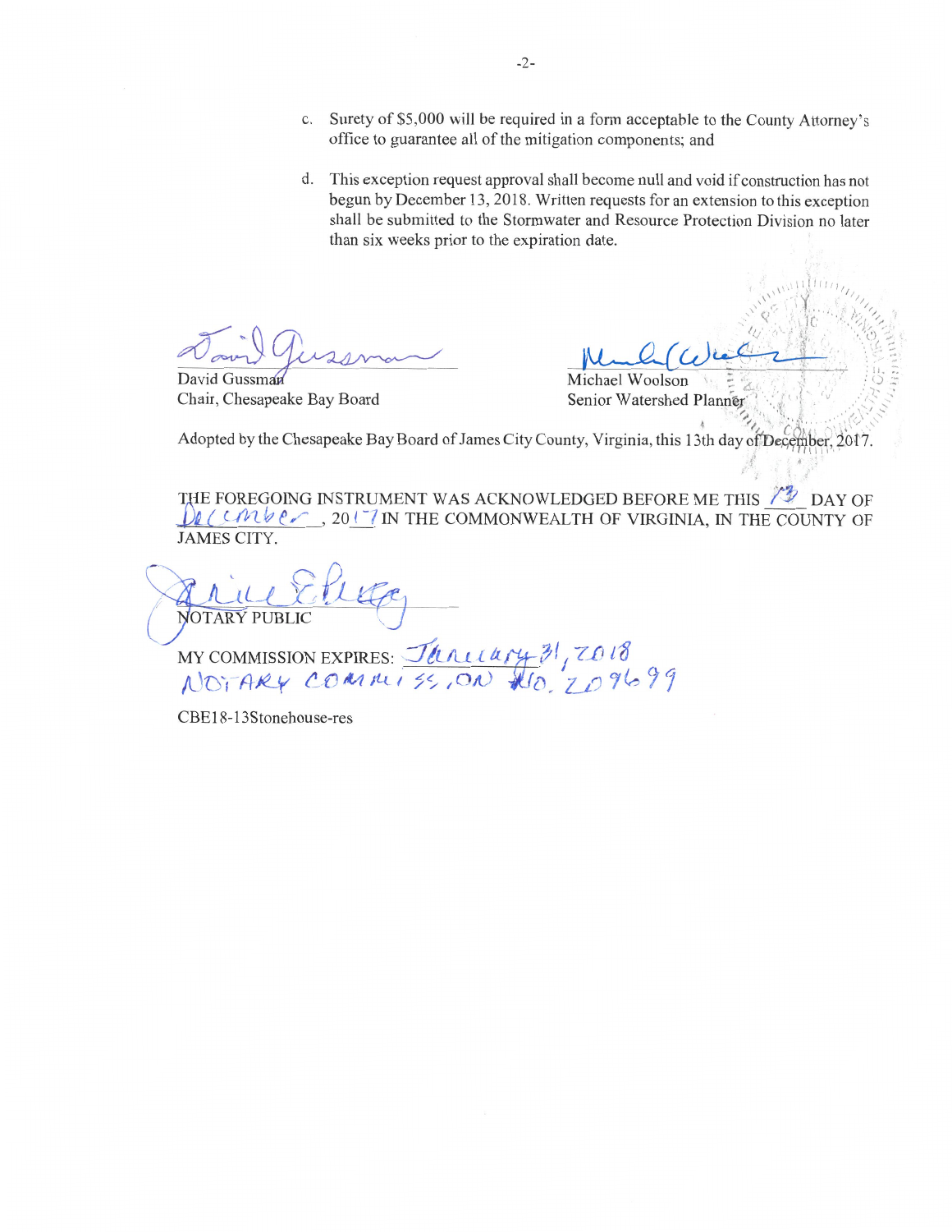c. Surety of $5,000 will be required in a form acceptable to the County Attorney's office to guarantee all of the mitigation components; and

d. This exception request approval shall become null and void if construction has not begun by December 13, 2018. Written requests for an extension to this exception shall be submitted to the Stormwater and Resource Protection Division no later than six weeks prior to the expiration date.

David Gussman
Chair, Chesapeake Bay Board

Michael Woolson
Senior Watershed Planner

Adopted by the Chesapeake Bay Board of James City County, Virginia, this 13th day of December, 2017.

THE FOREGOING INSTRUMENT WAS ACKNOWLEDGED BEFORE ME THIS 13 DAY OF December, 2017 IN THE COMMONWEALTH OF VIRGINIA, IN THE COUNTY OF JAMES CITY.

NOTARY PUBLIC

MY COMMISSION EXPIRES: January 31, 2018
NOTARY COMMISSION NO. 209699

CBE18-13Stonehouse-res